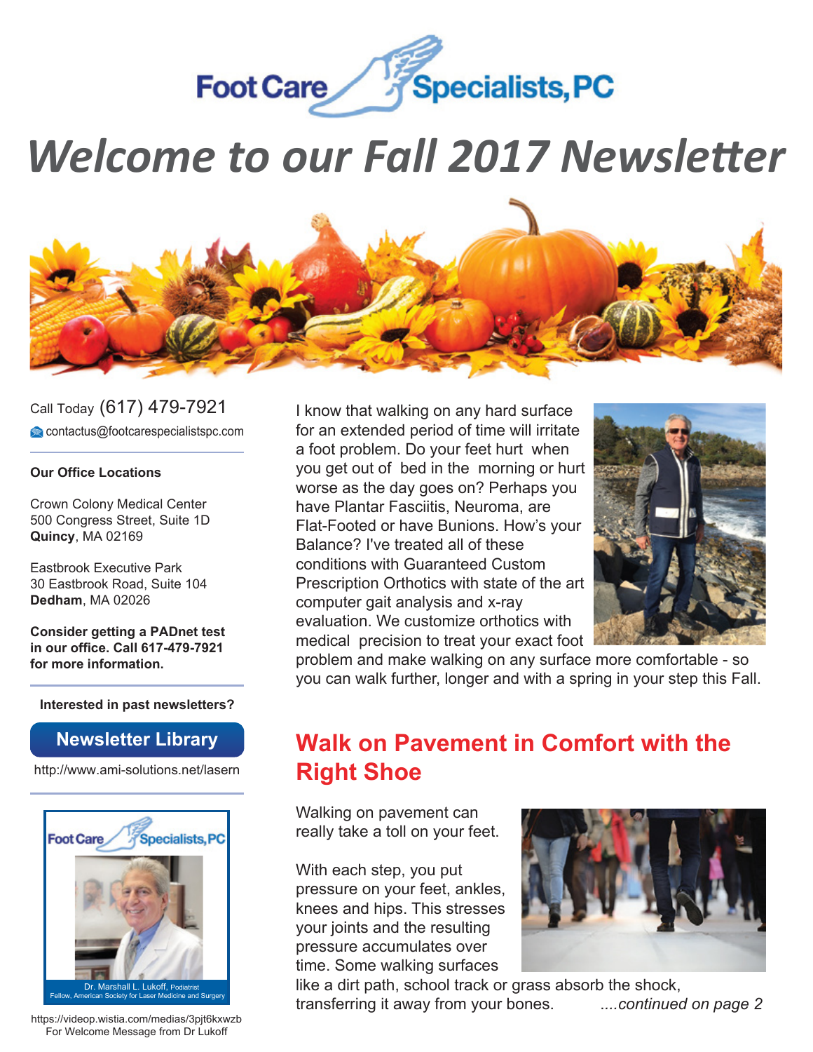Foot Care Specialists, PC

# Welcome to our Fall 2017 Newsletter

Call Today (617) 479-7921

contactus@footcarespecialistspc.com

**Our Office Locations**

Crown Colony Medical Center
500 Congress Street, Suite 1D
**Quincy**, MA 02169

Eastbrook Executive Park
30 Eastbrook Road, Suite 104
**Dedham**, MA 02026

**Consider getting a PADnet test in our office. Call 617-479-7921 for more information.**

**Interested in past newsletters?**

**Newsletter Library**

http://www.ami-solutions.net/lasern

Foot Care Specialists, PC

Dr. Marshall L. Lukoff, Podiatrist
Fellow, American Society for Laser Medicine and Surgery

https://videop.wistia.com/medias/3pjt6kxwzb
For Welcome Message from Dr Lukoff

I know that walking on any hard surface for an extended period of time will irritate a foot problem. Do your feet hurt when you get out of bed in the morning or hurt worse as the day goes on? Perhaps you have Plantar Fasciitis, Neuroma, are Flat-Footed or have Bunions. How's your Balance? I've treated all of these conditions with Guaranteed Custom Prescription Orthotics with state of the art computer gait analysis and x-ray evaluation. We customize orthotics with medical precision to treat your exact foot problem and make walking on any surface more comfortable - so you can walk further, longer and with a spring in your step this Fall.

## Walk on Pavement in Comfort with the Right Shoe

Walking on pavement can really take a toll on your feet.

With each step, you put pressure on your feet, ankles, knees and hips. This stresses your joints and the resulting pressure accumulates over time. Some walking surfaces like a dirt path, school track or grass absorb the shock, transferring it away from your bones. *....continued on page 2*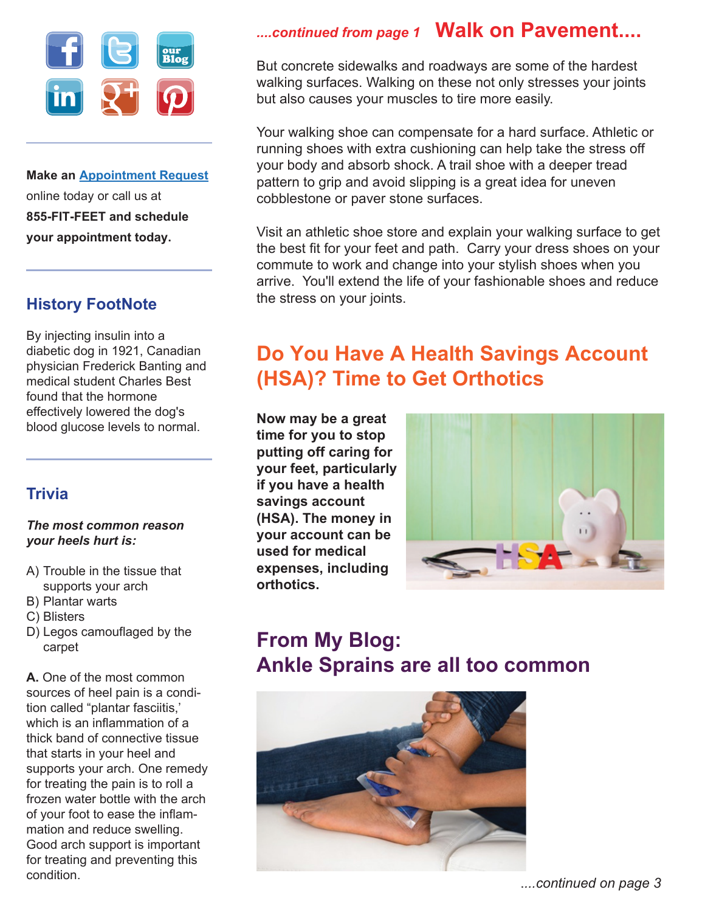Make an Appointment Request online today or call us at **855-FIT-FEET and schedule your appointment today.**

## History FootNote

By injecting insulin into a diabetic dog in 1921, Canadian physician Frederick Banting and medical student Charles Best found that the hormone effectively lowered the dog's blood glucose levels to normal.

## Trivia

***The most common reason your heels hurt is:***

A) Trouble in the tissue that supports your arch
B) Plantar warts
C) Blisters
D) Legos camouflaged by the carpet

**A.** One of the most common sources of heel pain is a condition called "plantar fasciitis,' which is an inflammation of a thick band of connective tissue that starts in your heel and supports your arch. One remedy for treating the pain is to roll a frozen water bottle with the arch of your foot to ease the inflammation and reduce swelling. Good arch support is important for treating and preventing this condition.

*....continued from page 1* **Walk on Pavement....**

But concrete sidewalks and roadways are some of the hardest walking surfaces. Walking on these not only stresses your joints but also causes your muscles to tire more easily.

Your walking shoe can compensate for a hard surface. Athletic or running shoes with extra cushioning can help take the stress off your body and absorb shock. A trail shoe with a deeper tread pattern to grip and avoid slipping is a great idea for uneven cobblestone or paver stone surfaces.

Visit an athletic shoe store and explain your walking surface to get the best fit for your feet and path. Carry your dress shoes on your commute to work and change into your stylish shoes when you arrive. You'll extend the life of your fashionable shoes and reduce the stress on your joints.

## Do You Have A Health Savings Account (HSA)? Time to Get Orthotics

**Now may be a great time for you to stop putting off caring for your feet, particularly if you have a health savings account (HSA). The money in your account can be used for medical expenses, including orthotics.**

## From My Blog: Ankle Sprains are all too common

*....continued on page 3*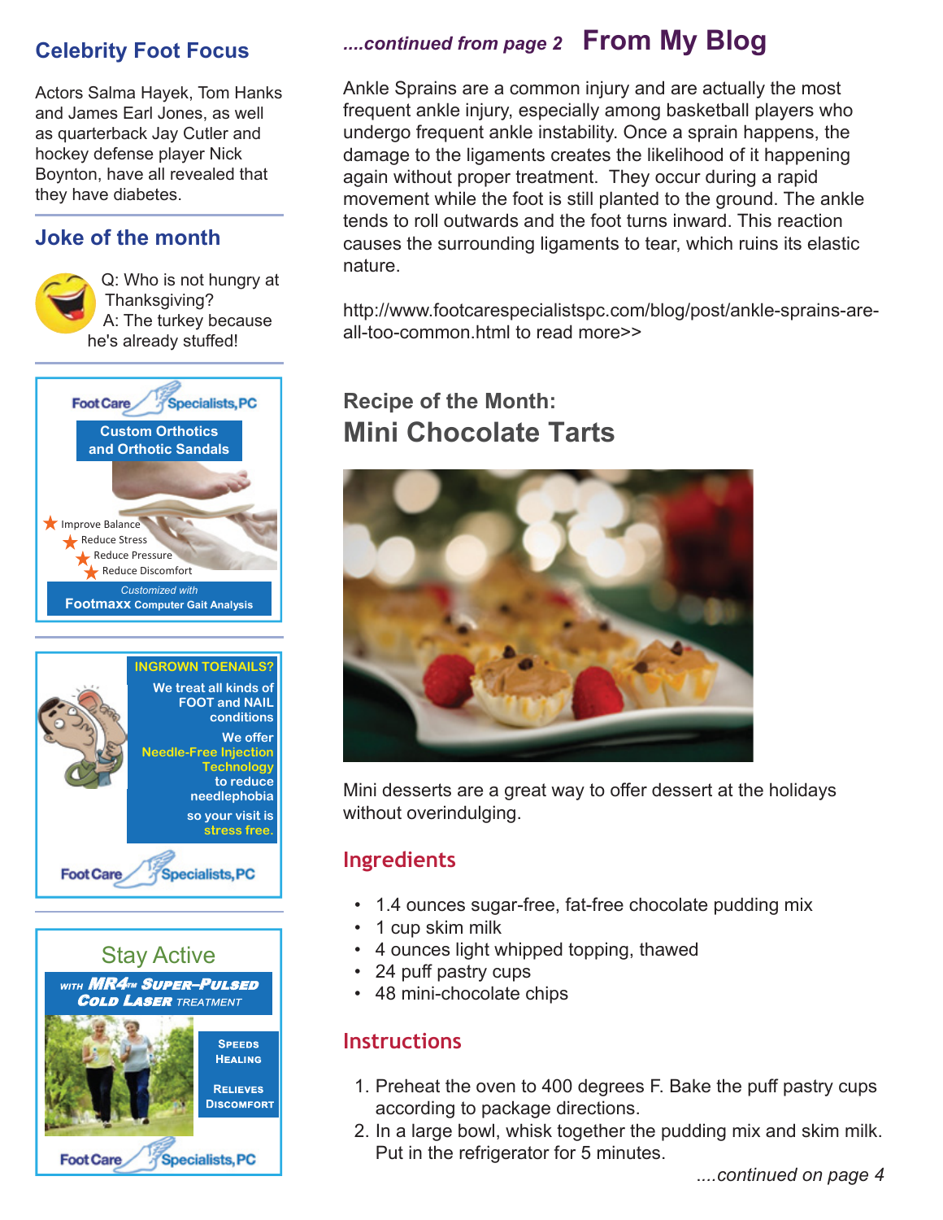## Celebrity Foot Focus

Actors Salma Hayek, Tom Hanks and James Earl Jones, as well as quarterback Jay Cutler and hockey defense player Nick Boynton, have all revealed that they have diabetes.

## Joke of the month

Q: Who is not hungry at Thanksgiving?
A: The turkey because he's already stuffed!

**Foot Care Specialists, PC**

**Custom Orthotics and Orthotic Sandals**

- Improve Balance
- Reduce Stress
- Reduce Pressure
- Reduce Discomfort

*Customized with* **Footmaxx Computer Gait Analysis**

**INGROWN TOENAILS?**

We treat all kinds of FOOT and NAIL conditions

We offer Needle-Free Injection Technology to reduce needlephobia so your visit is stress free.

**Foot Care Specialists, PC**

**Stay Active**

WITH MR4™ SUPER-PULSED COLD LASER TREATMENT

SPEEDS HEALING

RELIEVES DISCOMFORT

**Foot Care Specialists, PC**

*....continued from page 2*

## From My Blog

Ankle Sprains are a common injury and are actually the most frequent ankle injury, especially among basketball players who undergo frequent ankle instability. Once a sprain happens, the damage to the ligaments creates the likelihood of it happening again without proper treatment. They occur during a rapid movement while the foot is still planted to the ground. The ankle tends to roll outwards and the foot turns inward. This reaction causes the surrounding ligaments to tear, which ruins its elastic nature.

http://www.footcarespecialistspc.com/blog/post/ankle-sprains-are-all-too-common.html to read more>>

### Recipe of the Month:

## Mini Chocolate Tarts

Mini desserts are a great way to offer dessert at the holidays without overindulging.

### Ingredients

- 1.4 ounces sugar-free, fat-free chocolate pudding mix
- 1 cup skim milk
- 4 ounces light whipped topping, thawed
- 24 puff pastry cups
- 48 mini-chocolate chips

### Instructions

1. Preheat the oven to 400 degrees F. Bake the puff pastry cups according to package directions.
2. In a large bowl, whisk together the pudding mix and skim milk. Put in the refrigerator for 5 minutes.

*....continued on page 4*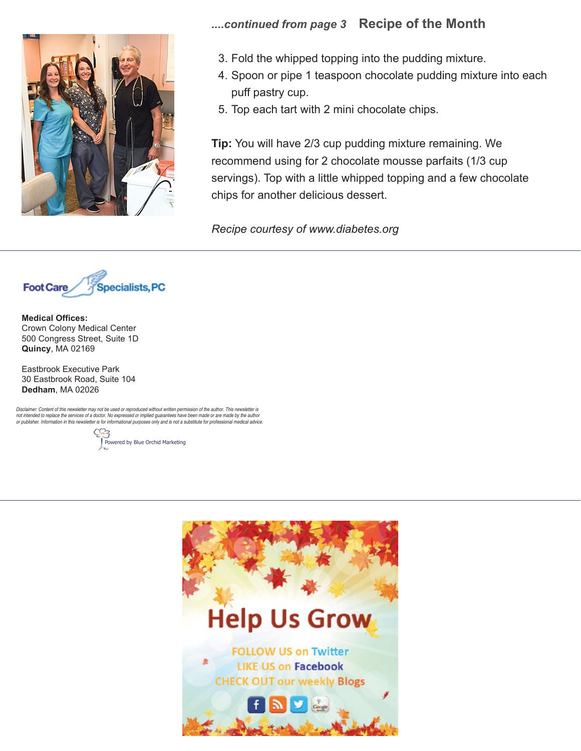*....continued from page 3* **Recipe of the Month**

3. Fold the whipped topping into the pudding mixture.
4. Spoon or pipe 1 teaspoon chocolate pudding mixture into each puff pastry cup.
5. Top each tart with 2 mini chocolate chips.

**Tip:** You will have 2/3 cup pudding mixture remaining. We recommend using for 2 chocolate mousse parfaits (1/3 cup servings). Top with a little whipped topping and a few chocolate chips for another delicious dessert.

*Recipe courtesy of www.diabetes.org*

---

Foot Care Specialists, PC

**Medical Offices:**
Crown Colony Medical Center
500 Congress Street, Suite 1D
**Quincy**, MA 02169

Eastbrook Executive Park
30 Eastbrook Road, Suite 104
**Dedham**, MA 02026

*Disclaimer: Content of this newsletter may not be used or reproduced without written permission of the author. This newsletter is not intended to replace the services of a doctor. No expressed or implied guarantees have been made or are made by the author or publisher. Information in this newsletter is for informational purposes only and is not a substitute for professional medical advice.*

Powered by Blue Orchid Marketing

---

**Help Us Grow**

FOLLOW US on Twitter
LIKE US on Facebook
CHECK OUT our weekly Blogs